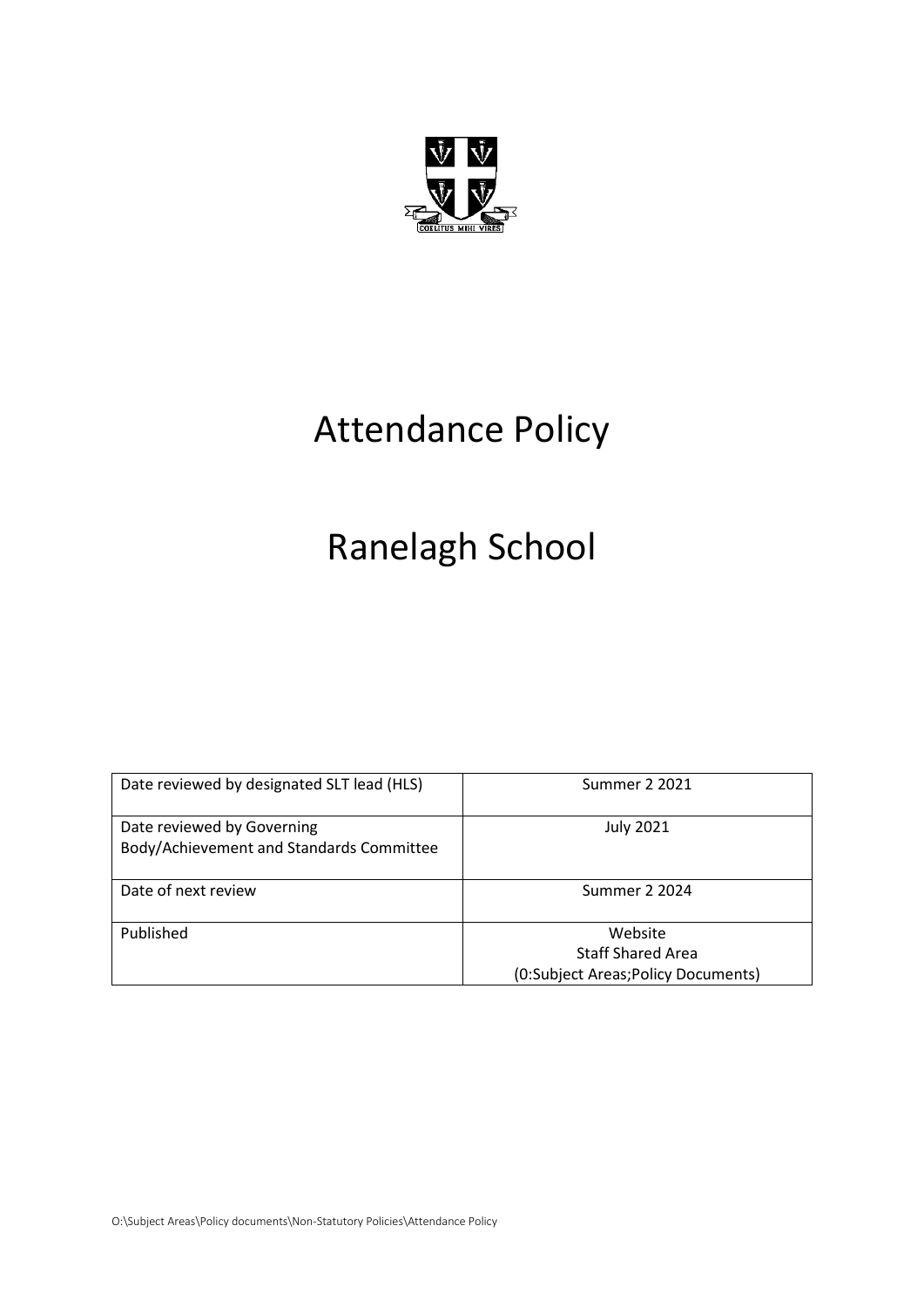# Attendance Policy

# Ranelagh School

| Date reviewed by designated SLT lead (HLS) | Summer 2 2021 |
|---|---|
| Date reviewed by Governing Body/Achievement and Standards Committee | July 2021 |
| Date of next review | Summer 2 2024 |
| Published | Website<br>Staff Shared Area<br>(0:Subject Areas;Policy Documents) |

O:\Subject Areas\Policy documents\Non-Statutory Policies\Attendance Policy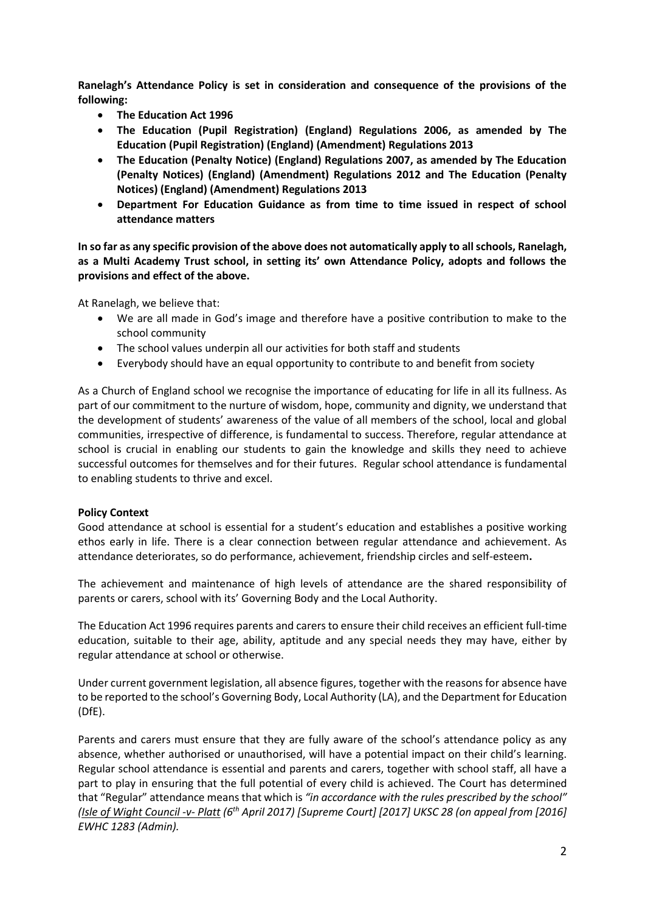**Ranelagh's Attendance Policy is set in consideration and consequence of the provisions of the following:**

- **The Education Act 1996**
- **The Education (Pupil Registration) (England) Regulations 2006, as amended by The Education (Pupil Registration) (England) (Amendment) Regulations 2013**
- **The Education (Penalty Notice) (England) Regulations 2007, as amended by The Education (Penalty Notices) (England) (Amendment) Regulations 2012 and The Education (Penalty Notices) (England) (Amendment) Regulations 2013**
- **Department For Education Guidance as from time to time issued in respect of school attendance matters**

**In so far as any specific provision of the above does not automatically apply to all schools, Ranelagh, as a Multi Academy Trust school, in setting its' own Attendance Policy, adopts and follows the provisions and effect of the above.**

At Ranelagh, we believe that:

- We are all made in God's image and therefore have a positive contribution to make to the school community
- The school values underpin all our activities for both staff and students
- Everybody should have an equal opportunity to contribute to and benefit from society

As a Church of England school we recognise the importance of educating for life in all its fullness. As part of our commitment to the nurture of wisdom, hope, community and dignity, we understand that the development of students' awareness of the value of all members of the school, local and global communities, irrespective of difference, is fundamental to success. Therefore, regular attendance at school is crucial in enabling our students to gain the knowledge and skills they need to achieve successful outcomes for themselves and for their futures. Regular school attendance is fundamental to enabling students to thrive and excel.

**Policy Context**

Good attendance at school is essential for a student's education and establishes a positive working ethos early in life. There is a clear connection between regular attendance and achievement. As attendance deteriorates, so do performance, achievement, friendship circles and self-esteem**.**

The achievement and maintenance of high levels of attendance are the shared responsibility of parents or carers, school with its' Governing Body and the Local Authority.

The Education Act 1996 requires parents and carers to ensure their child receives an efficient full-time education, suitable to their age, ability, aptitude and any special needs they may have, either by regular attendance at school or otherwise.

Under current government legislation, all absence figures, together with the reasons for absence have to be reported to the school's Governing Body, Local Authority (LA), and the Department for Education (DfE).

Parents and carers must ensure that they are fully aware of the school's attendance policy as any absence, whether authorised or unauthorised, will have a potential impact on their child's learning. Regular school attendance is essential and parents and carers, together with school staff, all have a part to play in ensuring that the full potential of every child is achieved. The Court has determined that "Regular" attendance means that which is *"in accordance with the rules prescribed by the school" (Isle of Wight Council -v- Platt (6th April 2017) [Supreme Court] [2017] UKSC 28 (on appeal from [2016] EWHC 1283 (Admin).*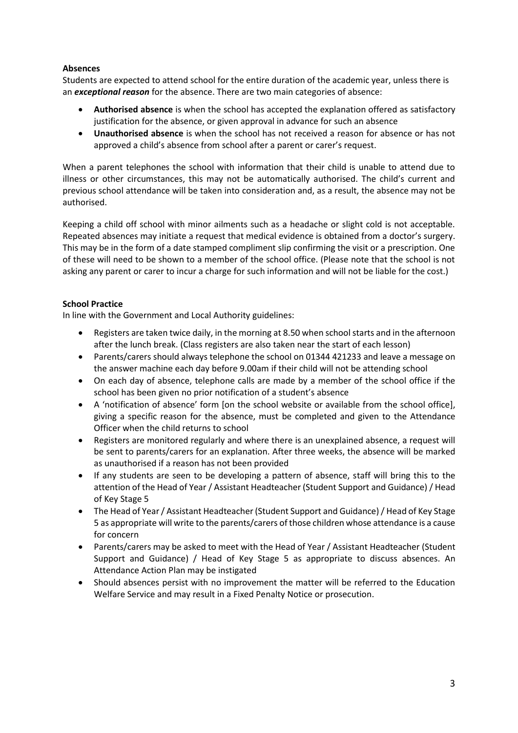**Absences**

Students are expected to attend school for the entire duration of the academic year, unless there is an ***exceptional reason*** for the absence. There are two main categories of absence:

- **Authorised absence** is when the school has accepted the explanation offered as satisfactory justification for the absence, or given approval in advance for such an absence
- **Unauthorised absence** is when the school has not received a reason for absence or has not approved a child's absence from school after a parent or carer's request.

When a parent telephones the school with information that their child is unable to attend due to illness or other circumstances, this may not be automatically authorised. The child's current and previous school attendance will be taken into consideration and, as a result, the absence may not be authorised.

Keeping a child off school with minor ailments such as a headache or slight cold is not acceptable. Repeated absences may initiate a request that medical evidence is obtained from a doctor's surgery. This may be in the form of a date stamped compliment slip confirming the visit or a prescription. One of these will need to be shown to a member of the school office. (Please note that the school is not asking any parent or carer to incur a charge for such information and will not be liable for the cost.)

**School Practice**

In line with the Government and Local Authority guidelines:

- Registers are taken twice daily, in the morning at 8.50 when school starts and in the afternoon after the lunch break. (Class registers are also taken near the start of each lesson)
- Parents/carers should always telephone the school on 01344 421233 and leave a message on the answer machine each day before 9.00am if their child will not be attending school
- On each day of absence, telephone calls are made by a member of the school office if the school has been given no prior notification of a student's absence
- A 'notification of absence' form [on the school website or available from the school office], giving a specific reason for the absence, must be completed and given to the Attendance Officer when the child returns to school
- Registers are monitored regularly and where there is an unexplained absence, a request will be sent to parents/carers for an explanation. After three weeks, the absence will be marked as unauthorised if a reason has not been provided
- If any students are seen to be developing a pattern of absence, staff will bring this to the attention of the Head of Year / Assistant Headteacher (Student Support and Guidance) / Head of Key Stage 5
- The Head of Year / Assistant Headteacher (Student Support and Guidance) / Head of Key Stage 5 as appropriate will write to the parents/carers of those children whose attendance is a cause for concern
- Parents/carers may be asked to meet with the Head of Year / Assistant Headteacher (Student Support and Guidance) / Head of Key Stage 5 as appropriate to discuss absences. An Attendance Action Plan may be instigated
- Should absences persist with no improvement the matter will be referred to the Education Welfare Service and may result in a Fixed Penalty Notice or prosecution.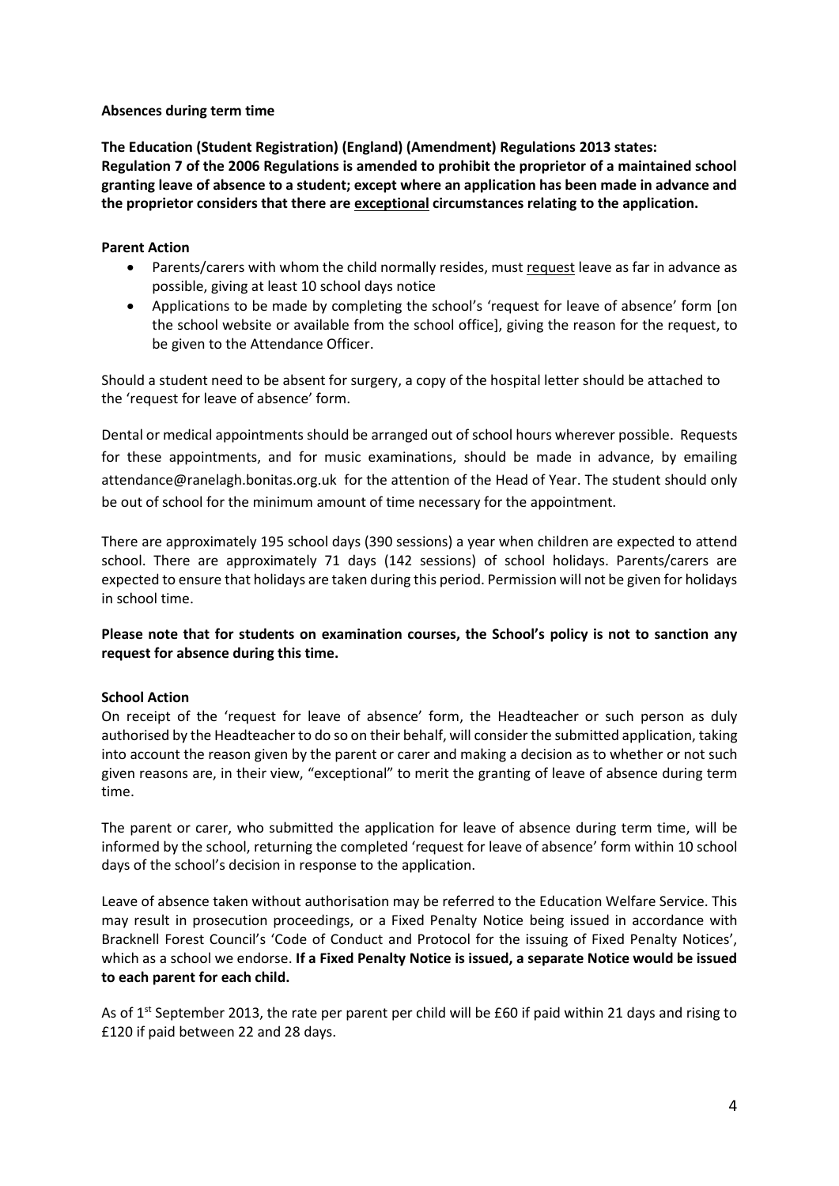**Absences during term time**

**The Education (Student Registration) (England) (Amendment) Regulations 2013 states: Regulation 7 of the 2006 Regulations is amended to prohibit the proprietor of a maintained school granting leave of absence to a student; except where an application has been made in advance and the proprietor considers that there are exceptional circumstances relating to the application.**

**Parent Action**

- Parents/carers with whom the child normally resides, must request leave as far in advance as possible, giving at least 10 school days notice
- Applications to be made by completing the school's 'request for leave of absence' form [on the school website or available from the school office], giving the reason for the request, to be given to the Attendance Officer.

Should a student need to be absent for surgery, a copy of the hospital letter should be attached to the 'request for leave of absence' form.

Dental or medical appointments should be arranged out of school hours wherever possible. Requests for these appointments, and for music examinations, should be made in advance, by emailing attendance@ranelagh.bonitas.org.uk for the attention of the Head of Year. The student should only be out of school for the minimum amount of time necessary for the appointment.

There are approximately 195 school days (390 sessions) a year when children are expected to attend school. There are approximately 71 days (142 sessions) of school holidays. Parents/carers are expected to ensure that holidays are taken during this period. Permission will not be given for holidays in school time.

**Please note that for students on examination courses, the School's policy is not to sanction any request for absence during this time.**

**School Action**

On receipt of the 'request for leave of absence' form, the Headteacher or such person as duly authorised by the Headteacher to do so on their behalf, will consider the submitted application, taking into account the reason given by the parent or carer and making a decision as to whether or not such given reasons are, in their view, "exceptional" to merit the granting of leave of absence during term time.

The parent or carer, who submitted the application for leave of absence during term time, will be informed by the school, returning the completed 'request for leave of absence' form within 10 school days of the school's decision in response to the application.

Leave of absence taken without authorisation may be referred to the Education Welfare Service. This may result in prosecution proceedings, or a Fixed Penalty Notice being issued in accordance with Bracknell Forest Council's 'Code of Conduct and Protocol for the issuing of Fixed Penalty Notices', which as a school we endorse. **If a Fixed Penalty Notice is issued, a separate Notice would be issued to each parent for each child.**

As of 1st September 2013, the rate per parent per child will be £60 if paid within 21 days and rising to £120 if paid between 22 and 28 days.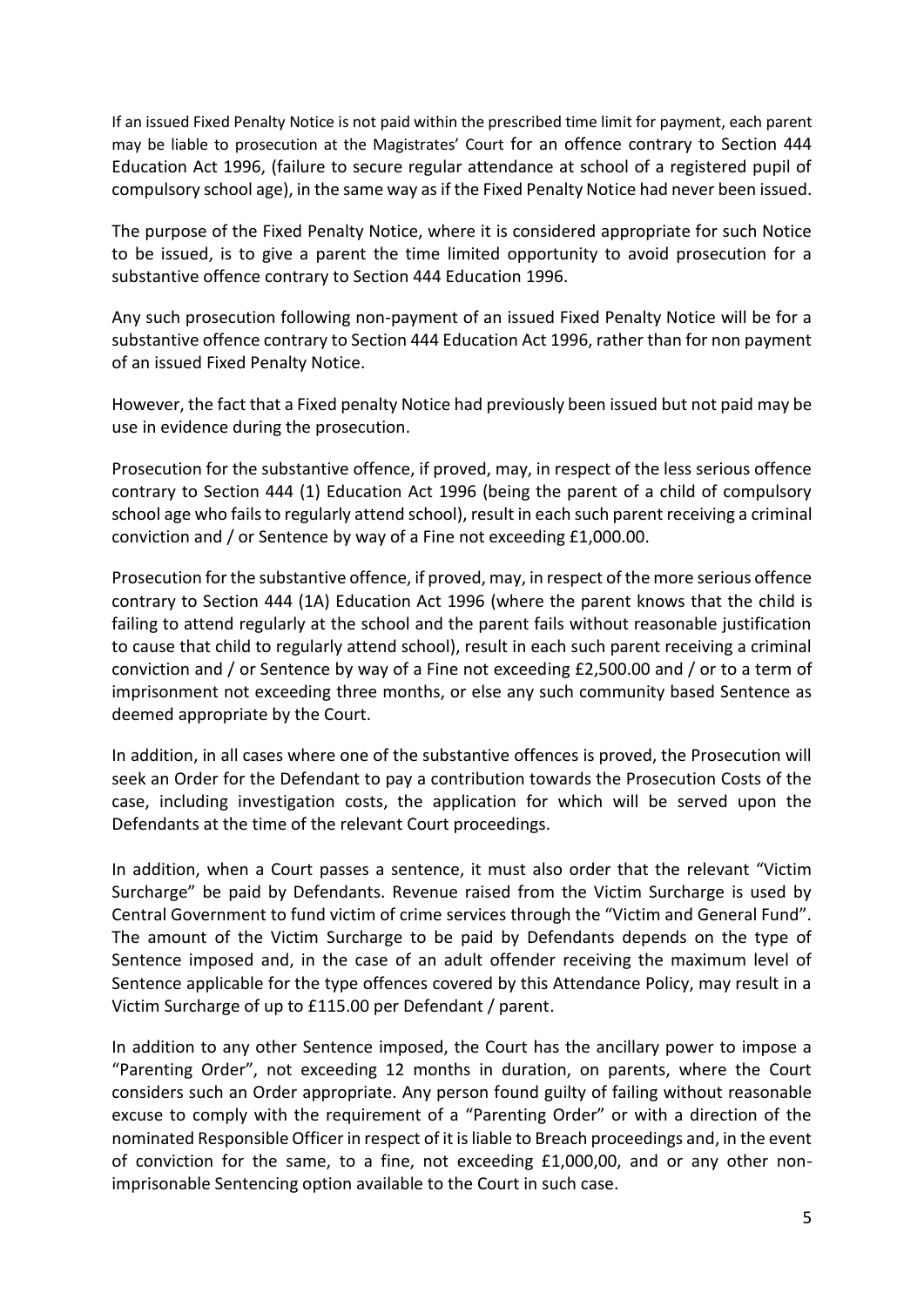If an issued Fixed Penalty Notice is not paid within the prescribed time limit for payment, each parent may be liable to prosecution at the Magistrates' Court for an offence contrary to Section 444 Education Act 1996, (failure to secure regular attendance at school of a registered pupil of compulsory school age), in the same way as if the Fixed Penalty Notice had never been issued.

The purpose of the Fixed Penalty Notice, where it is considered appropriate for such Notice to be issued, is to give a parent the time limited opportunity to avoid prosecution for a substantive offence contrary to Section 444 Education 1996.

Any such prosecution following non-payment of an issued Fixed Penalty Notice will be for a substantive offence contrary to Section 444 Education Act 1996, rather than for non payment of an issued Fixed Penalty Notice.

However, the fact that a Fixed penalty Notice had previously been issued but not paid may be use in evidence during the prosecution.

Prosecution for the substantive offence, if proved, may, in respect of the less serious offence contrary to Section 444 (1) Education Act 1996 (being the parent of a child of compulsory school age who fails to regularly attend school), result in each such parent receiving a criminal conviction and / or Sentence by way of a Fine not exceeding £1,000.00.

Prosecution for the substantive offence, if proved, may, in respect of the more serious offence contrary to Section 444 (1A) Education Act 1996 (where the parent knows that the child is failing to attend regularly at the school and the parent fails without reasonable justification to cause that child to regularly attend school), result in each such parent receiving a criminal conviction and / or Sentence by way of a Fine not exceeding £2,500.00 and / or to a term of imprisonment not exceeding three months, or else any such community based Sentence as deemed appropriate by the Court.

In addition, in all cases where one of the substantive offences is proved, the Prosecution will seek an Order for the Defendant to pay a contribution towards the Prosecution Costs of the case, including investigation costs, the application for which will be served upon the Defendants at the time of the relevant Court proceedings.

In addition, when a Court passes a sentence, it must also order that the relevant "Victim Surcharge" be paid by Defendants. Revenue raised from the Victim Surcharge is used by Central Government to fund victim of crime services through the "Victim and General Fund". The amount of the Victim Surcharge to be paid by Defendants depends on the type of Sentence imposed and, in the case of an adult offender receiving the maximum level of Sentence applicable for the type offences covered by this Attendance Policy, may result in a Victim Surcharge of up to £115.00 per Defendant / parent.

In addition to any other Sentence imposed, the Court has the ancillary power to impose a "Parenting Order", not exceeding 12 months in duration, on parents, where the Court considers such an Order appropriate. Any person found guilty of failing without reasonable excuse to comply with the requirement of a "Parenting Order" or with a direction of the nominated Responsible Officer in respect of it is liable to Breach proceedings and, in the event of conviction for the same, to a fine, not exceeding £1,000,00, and or any other non-imprisonable Sentencing option available to the Court in such case.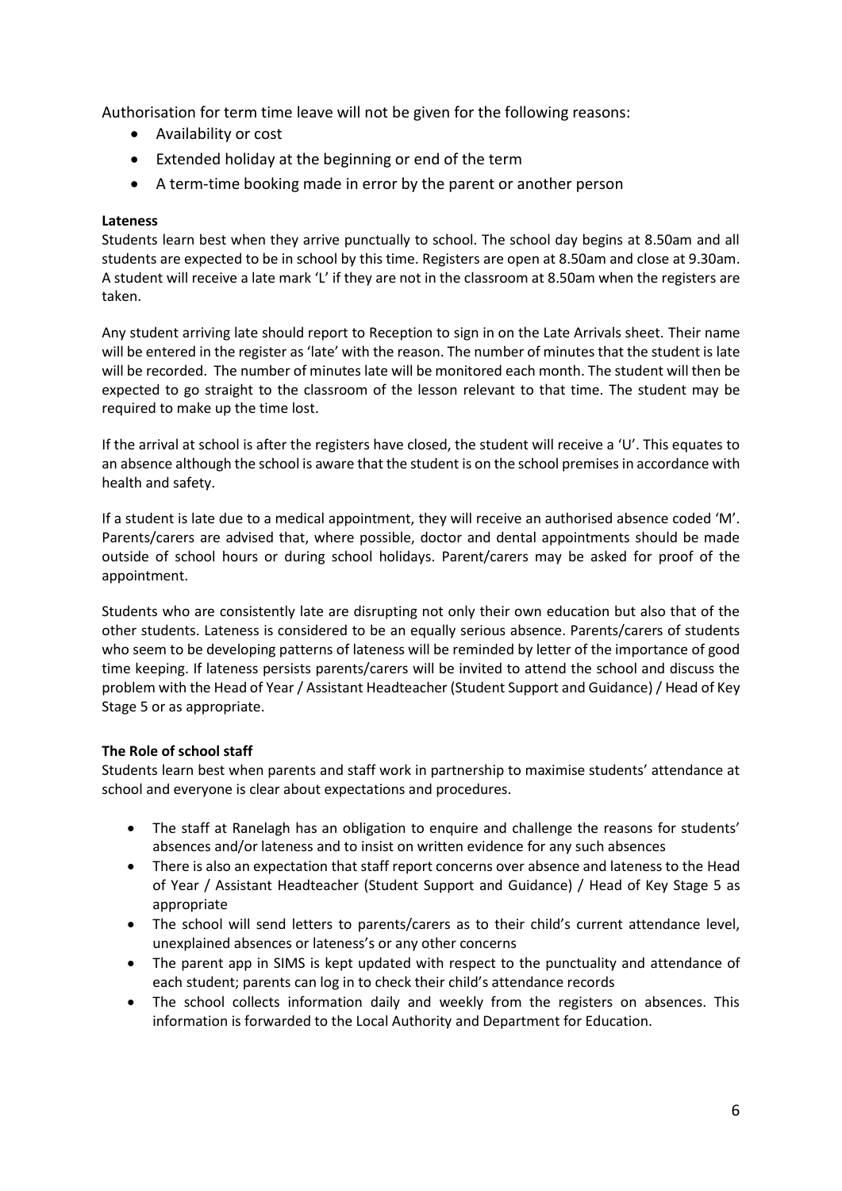Authorisation for term time leave will not be given for the following reasons:

- Availability or cost
- Extended holiday at the beginning or end of the term
- A term-time booking made in error by the parent or another person

**Lateness**

Students learn best when they arrive punctually to school. The school day begins at 8.50am and all students are expected to be in school by this time. Registers are open at 8.50am and close at 9.30am. A student will receive a late mark 'L' if they are not in the classroom at 8.50am when the registers are taken.

Any student arriving late should report to Reception to sign in on the Late Arrivals sheet. Their name will be entered in the register as 'late' with the reason. The number of minutes that the student is late will be recorded. The number of minutes late will be monitored each month. The student will then be expected to go straight to the classroom of the lesson relevant to that time. The student may be required to make up the time lost.

If the arrival at school is after the registers have closed, the student will receive a 'U'. This equates to an absence although the school is aware that the student is on the school premises in accordance with health and safety.

If a student is late due to a medical appointment, they will receive an authorised absence coded 'M'. Parents/carers are advised that, where possible, doctor and dental appointments should be made outside of school hours or during school holidays. Parent/carers may be asked for proof of the appointment.

Students who are consistently late are disrupting not only their own education but also that of the other students. Lateness is considered to be an equally serious absence. Parents/carers of students who seem to be developing patterns of lateness will be reminded by letter of the importance of good time keeping. If lateness persists parents/carers will be invited to attend the school and discuss the problem with the Head of Year / Assistant Headteacher (Student Support and Guidance) / Head of Key Stage 5 or as appropriate.

**The Role of school staff**

Students learn best when parents and staff work in partnership to maximise students' attendance at school and everyone is clear about expectations and procedures.

- The staff at Ranelagh has an obligation to enquire and challenge the reasons for students' absences and/or lateness and to insist on written evidence for any such absences
- There is also an expectation that staff report concerns over absence and lateness to the Head of Year / Assistant Headteacher (Student Support and Guidance) / Head of Key Stage 5 as appropriate
- The school will send letters to parents/carers as to their child's current attendance level, unexplained absences or lateness's or any other concerns
- The parent app in SIMS is kept updated with respect to the punctuality and attendance of each student; parents can log in to check their child's attendance records
- The school collects information daily and weekly from the registers on absences. This information is forwarded to the Local Authority and Department for Education.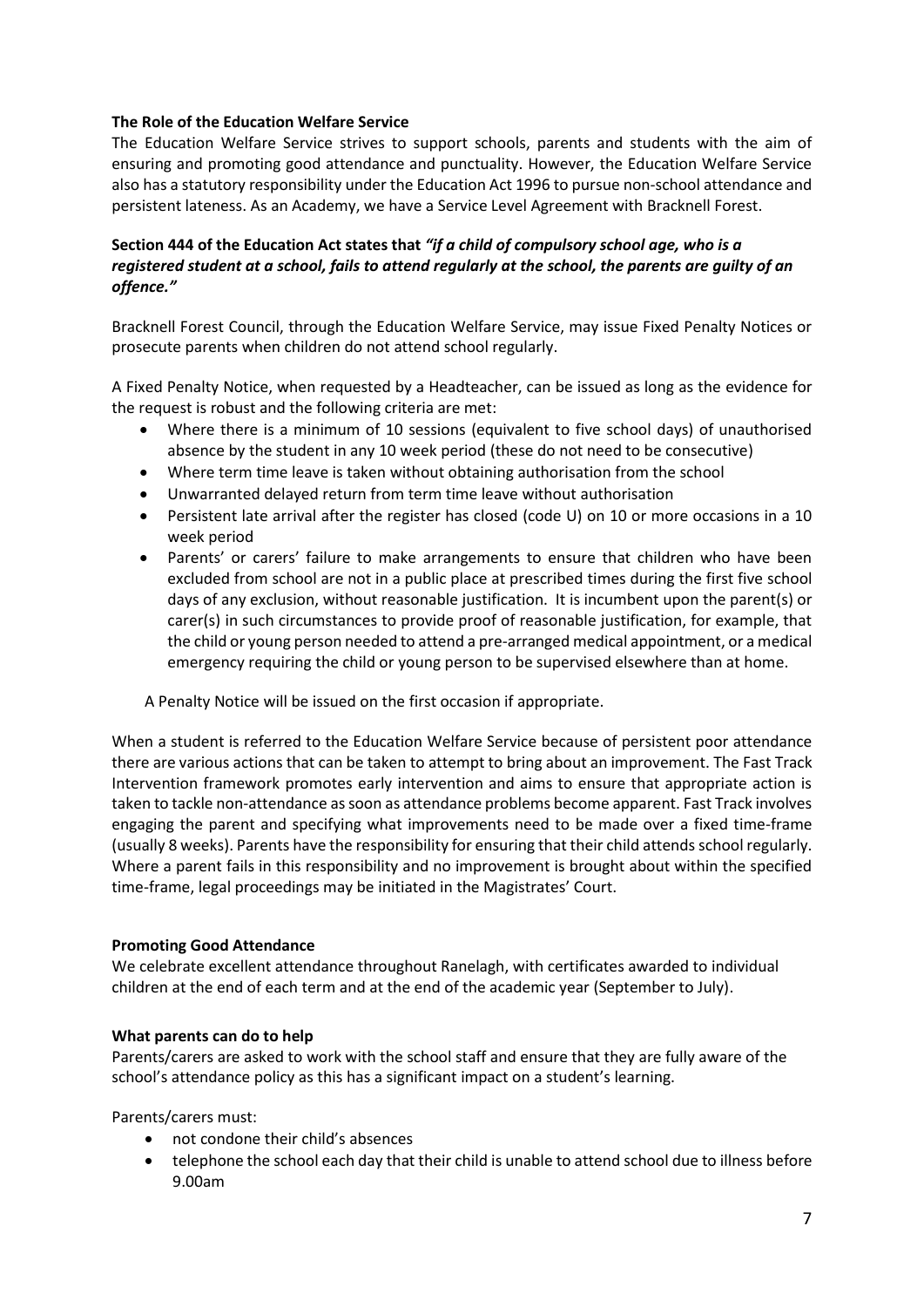**The Role of the Education Welfare Service**

The Education Welfare Service strives to support schools, parents and students with the aim of ensuring and promoting good attendance and punctuality. However, the Education Welfare Service also has a statutory responsibility under the Education Act 1996 to pursue non-school attendance and persistent lateness. As an Academy, we have a Service Level Agreement with Bracknell Forest.

**Section 444 of the Education Act states that *"if a child of compulsory school age, who is a registered student at a school, fails to attend regularly at the school, the parents are guilty of an offence."***

Bracknell Forest Council, through the Education Welfare Service, may issue Fixed Penalty Notices or prosecute parents when children do not attend school regularly.

A Fixed Penalty Notice, when requested by a Headteacher, can be issued as long as the evidence for the request is robust and the following criteria are met:

- Where there is a minimum of 10 sessions (equivalent to five school days) of unauthorised absence by the student in any 10 week period (these do not need to be consecutive)
- Where term time leave is taken without obtaining authorisation from the school
- Unwarranted delayed return from term time leave without authorisation
- Persistent late arrival after the register has closed (code U) on 10 or more occasions in a 10 week period
- Parents' or carers' failure to make arrangements to ensure that children who have been excluded from school are not in a public place at prescribed times during the first five school days of any exclusion, without reasonable justification. It is incumbent upon the parent(s) or carer(s) in such circumstances to provide proof of reasonable justification, for example, that the child or young person needed to attend a pre-arranged medical appointment, or a medical emergency requiring the child or young person to be supervised elsewhere than at home.

A Penalty Notice will be issued on the first occasion if appropriate.

When a student is referred to the Education Welfare Service because of persistent poor attendance there are various actions that can be taken to attempt to bring about an improvement. The Fast Track Intervention framework promotes early intervention and aims to ensure that appropriate action is taken to tackle non-attendance as soon as attendance problems become apparent. Fast Track involves engaging the parent and specifying what improvements need to be made over a fixed time-frame (usually 8 weeks). Parents have the responsibility for ensuring that their child attends school regularly. Where a parent fails in this responsibility and no improvement is brought about within the specified time-frame, legal proceedings may be initiated in the Magistrates' Court.

**Promoting Good Attendance**

We celebrate excellent attendance throughout Ranelagh, with certificates awarded to individual children at the end of each term and at the end of the academic year (September to July).

**What parents can do to help**

Parents/carers are asked to work with the school staff and ensure that they are fully aware of the school's attendance policy as this has a significant impact on a student's learning.

Parents/carers must:

- not condone their child's absences
- telephone the school each day that their child is unable to attend school due to illness before 9.00am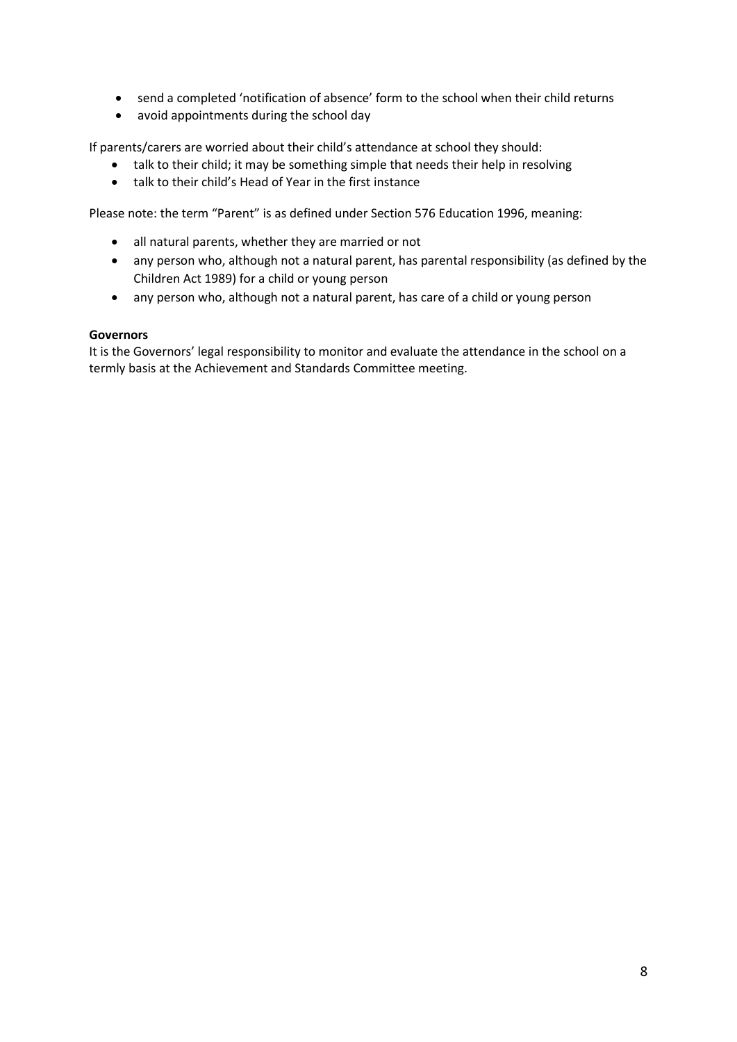- send a completed 'notification of absence' form to the school when their child returns
- avoid appointments during the school day

If parents/carers are worried about their child's attendance at school they should:

- talk to their child; it may be something simple that needs their help in resolving
- talk to their child's Head of Year in the first instance

Please note: the term "Parent" is as defined under Section 576 Education 1996, meaning:

- all natural parents, whether they are married or not
- any person who, although not a natural parent, has parental responsibility (as defined by the Children Act 1989) for a child or young person
- any person who, although not a natural parent, has care of a child or young person

**Governors**

It is the Governors' legal responsibility to monitor and evaluate the attendance in the school on a termly basis at the Achievement and Standards Committee meeting.